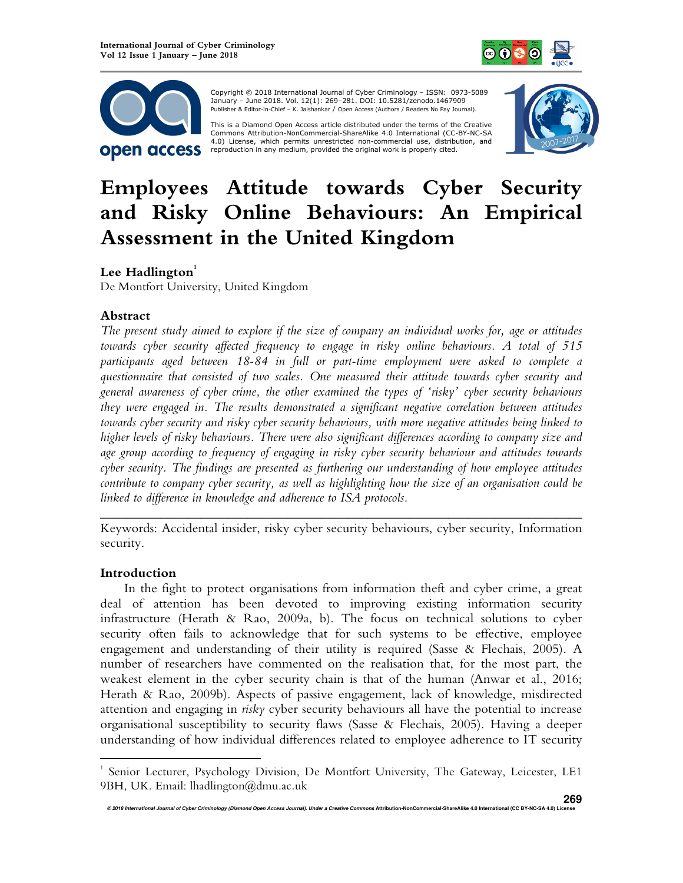Copyright © 2018 International Journal of Cyber Criminology – ISSN: 0973-5089 January – June 2018. Vol. 12(1): 269–281. DOI: 10.5281/zenodo.1467909
Publisher & Editor-in-Chief – K. Jaishankar / Open Access (Authors / Readers No Pay Journal).

This is a Diamond Open Access article distributed under the terms of the Creative Commons Attribution-NonCommercial-ShareAlike 4.0 International (CC-BY-NC-SA 4.0) License, which permits unrestricted non-commercial use, distribution, and reproduction in any medium, provided the original work is properly cited.

# Employees Attitude towards Cyber Security and Risky Online Behaviours: An Empirical Assessment in the United Kingdom

**Lee Hadlington**[1]
De Montfort University, United Kingdom

## Abstract

*The present study aimed to explore if the size of company an individual works for, age or attitudes towards cyber security affected frequency to engage in risky online behaviours. A total of 515 participants aged between 18-84 in full or part-time employment were asked to complete a questionnaire that consisted of two scales. One measured their attitude towards cyber security and general awareness of cyber crime, the other examined the types of 'risky' cyber security behaviours they were engaged in. The results demonstrated a significant negative correlation between attitudes towards cyber security and risky cyber security behaviours, with more negative attitudes being linked to higher levels of risky behaviours. There were also significant differences according to company size and age group according to frequency of engaging in risky cyber security behaviour and attitudes towards cyber security. The findings are presented as furthering our understanding of how employee attitudes contribute to company cyber security, as well as highlighting how the size of an organisation could be linked to difference in knowledge and adherence to ISA protocols.*

---

Keywords: Accidental insider, risky cyber security behaviours, cyber security, Information security.

## Introduction

In the fight to protect organisations from information theft and cyber crime, a great deal of attention has been devoted to improving existing information security infrastructure (Herath & Rao, 2009a, b). The focus on technical solutions to cyber security often fails to acknowledge that for such systems to be effective, employee engagement and understanding of their utility is required (Sasse & Flechais, 2005). A number of researchers have commented on the realisation that, for the most part, the weakest element in the cyber security chain is that of the human (Anwar et al., 2016; Herath & Rao, 2009b). Aspects of passive engagement, lack of knowledge, misdirected attention and engaging in *risky* cyber security behaviours all have the potential to increase organisational susceptibility to security flaws (Sasse & Flechais, 2005). Having a deeper understanding of how individual differences related to employee adherence to IT security

[1] Senior Lecturer, Psychology Division, De Montfort University, The Gateway, Leicester, LE1 9BH, UK. Email: lhadlington@dmu.ac.uk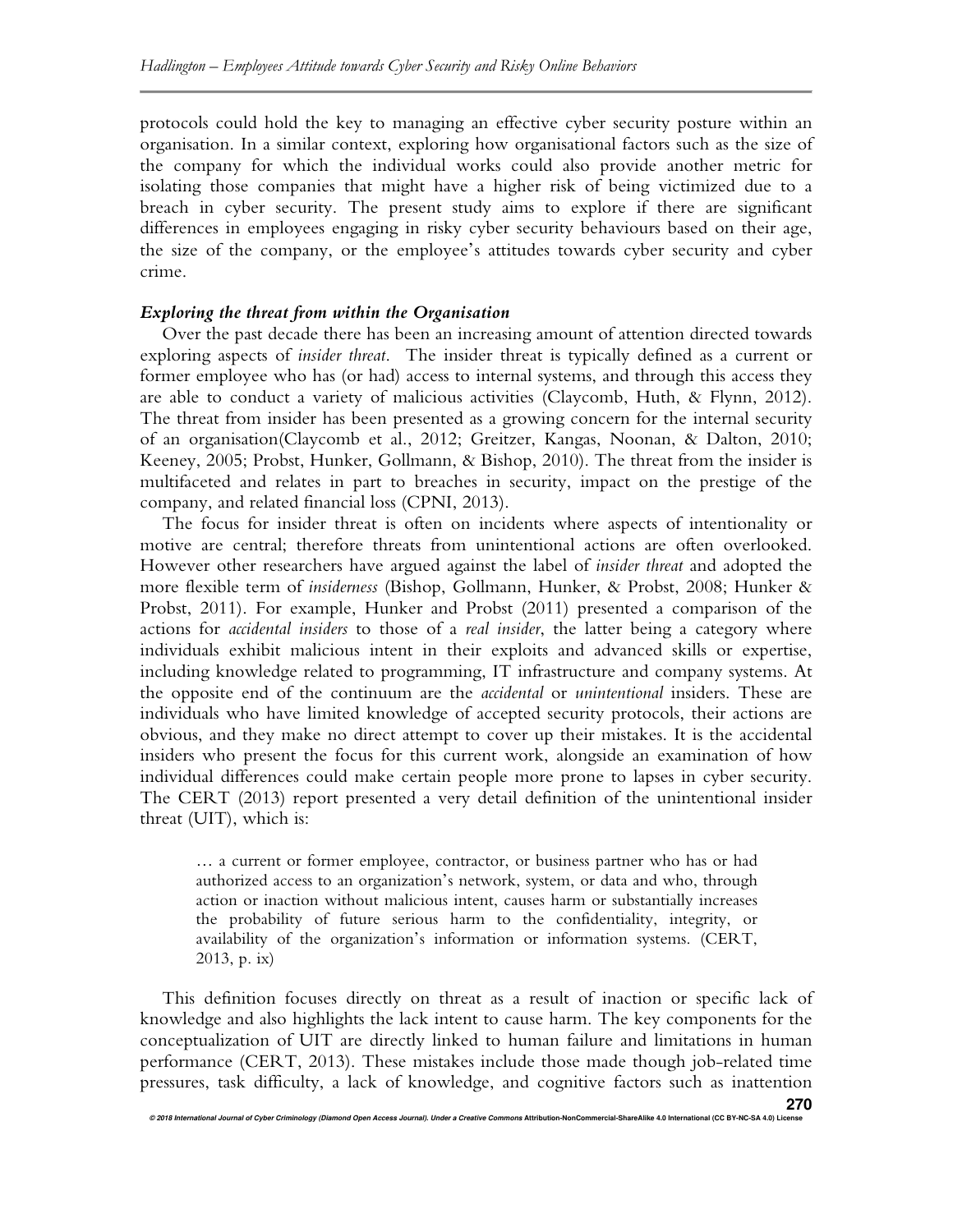protocols could hold the key to managing an effective cyber security posture within an organisation. In a similar context, exploring how organisational factors such as the size of the company for which the individual works could also provide another metric for isolating those companies that might have a higher risk of being victimized due to a breach in cyber security. The present study aims to explore if there are significant differences in employees engaging in risky cyber security behaviours based on their age, the size of the company, or the employee's attitudes towards cyber security and cyber crime.

### *Exploring the threat from within the Organisation*

Over the past decade there has been an increasing amount of attention directed towards exploring aspects of *insider threat*. The insider threat is typically defined as a current or former employee who has (or had) access to internal systems, and through this access they are able to conduct a variety of malicious activities (Claycomb, Huth, & Flynn, 2012). The threat from insider has been presented as a growing concern for the internal security of an organisation(Claycomb et al., 2012; Greitzer, Kangas, Noonan, & Dalton, 2010; Keeney, 2005; Probst, Hunker, Gollmann, & Bishop, 2010). The threat from the insider is multifaceted and relates in part to breaches in security, impact on the prestige of the company, and related financial loss (CPNI, 2013).

The focus for insider threat is often on incidents where aspects of intentionality or motive are central; therefore threats from unintentional actions are often overlooked. However other researchers have argued against the label of *insider threat* and adopted the more flexible term of *insiderness* (Bishop, Gollmann, Hunker, & Probst, 2008; Hunker & Probst, 2011). For example, Hunker and Probst (2011) presented a comparison of the actions for *accidental insiders* to those of a *real insider*, the latter being a category where individuals exhibit malicious intent in their exploits and advanced skills or expertise, including knowledge related to programming, IT infrastructure and company systems. At the opposite end of the continuum are the *accidental* or *unintentional* insiders. These are individuals who have limited knowledge of accepted security protocols, their actions are obvious, and they make no direct attempt to cover up their mistakes. It is the accidental insiders who present the focus for this current work, alongside an examination of how individual differences could make certain people more prone to lapses in cyber security. The CERT (2013) report presented a very detail definition of the unintentional insider threat (UIT), which is:

> … a current or former employee, contractor, or business partner who has or had authorized access to an organization's network, system, or data and who, through action or inaction without malicious intent, causes harm or substantially increases the probability of future serious harm to the confidentiality, integrity, or availability of the organization's information or information systems. (CERT, 2013, p. ix)

This definition focuses directly on threat as a result of inaction or specific lack of knowledge and also highlights the lack intent to cause harm. The key components for the conceptualization of UIT are directly linked to human failure and limitations in human performance (CERT, 2013). These mistakes include those made though job-related time pressures, task difficulty, a lack of knowledge, and cognitive factors such as inattention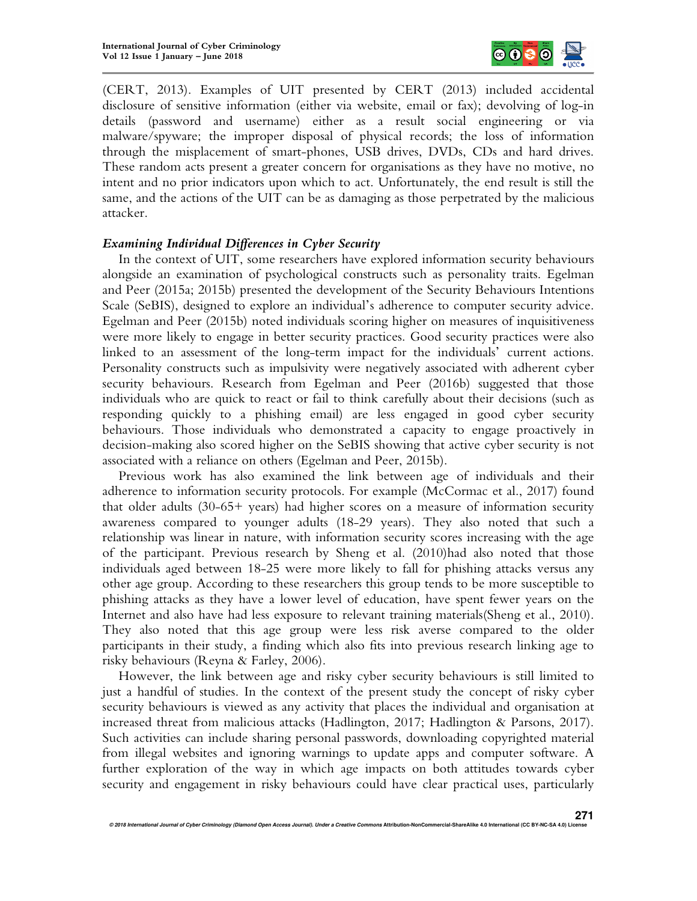(CERT, 2013). Examples of UIT presented by CERT (2013) included accidental disclosure of sensitive information (either via website, email or fax); devolving of log-in details (password and username) either as a result social engineering or via malware/spyware; the improper disposal of physical records; the loss of information through the misplacement of smart-phones, USB drives, DVDs, CDs and hard drives. These random acts present a greater concern for organisations as they have no motive, no intent and no prior indicators upon which to act. Unfortunately, the end result is still the same, and the actions of the UIT can be as damaging as those perpetrated by the malicious attacker.

### *Examining Individual Differences in Cyber Security*

In the context of UIT, some researchers have explored information security behaviours alongside an examination of psychological constructs such as personality traits. Egelman and Peer (2015a; 2015b) presented the development of the Security Behaviours Intentions Scale (SeBIS), designed to explore an individual's adherence to computer security advice. Egelman and Peer (2015b) noted individuals scoring higher on measures of inquisitiveness were more likely to engage in better security practices. Good security practices were also linked to an assessment of the long-term impact for the individuals' current actions. Personality constructs such as impulsivity were negatively associated with adherent cyber security behaviours. Research from Egelman and Peer (2016b) suggested that those individuals who are quick to react or fail to think carefully about their decisions (such as responding quickly to a phishing email) are less engaged in good cyber security behaviours. Those individuals who demonstrated a capacity to engage proactively in decision-making also scored higher on the SeBIS showing that active cyber security is not associated with a reliance on others (Egelman and Peer, 2015b).

Previous work has also examined the link between age of individuals and their adherence to information security protocols. For example (McCormac et al., 2017) found that older adults (30-65+ years) had higher scores on a measure of information security awareness compared to younger adults (18-29 years). They also noted that such a relationship was linear in nature, with information security scores increasing with the age of the participant. Previous research by Sheng et al. (2010)had also noted that those individuals aged between 18-25 were more likely to fall for phishing attacks versus any other age group. According to these researchers this group tends to be more susceptible to phishing attacks as they have a lower level of education, have spent fewer years on the Internet and also have had less exposure to relevant training materials(Sheng et al., 2010). They also noted that this age group were less risk averse compared to the older participants in their study, a finding which also fits into previous research linking age to risky behaviours (Reyna & Farley, 2006).

However, the link between age and risky cyber security behaviours is still limited to just a handful of studies. In the context of the present study the concept of risky cyber security behaviours is viewed as any activity that places the individual and organisation at increased threat from malicious attacks (Hadlington, 2017; Hadlington & Parsons, 2017). Such activities can include sharing personal passwords, downloading copyrighted material from illegal websites and ignoring warnings to update apps and computer software. A further exploration of the way in which age impacts on both attitudes towards cyber security and engagement in risky behaviours could have clear practical uses, particularly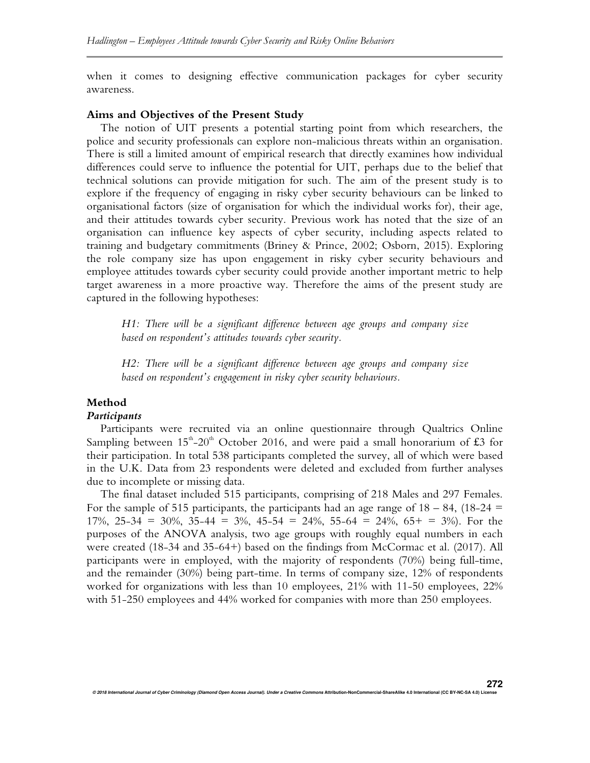when it comes to designing effective communication packages for cyber security awareness.

**Aims and Objectives of the Present Study**

The notion of UIT presents a potential starting point from which researchers, the police and security professionals can explore non-malicious threats within an organisation. There is still a limited amount of empirical research that directly examines how individual differences could serve to influence the potential for UIT, perhaps due to the belief that technical solutions can provide mitigation for such. The aim of the present study is to explore if the frequency of engaging in risky cyber security behaviours can be linked to organisational factors (size of organisation for which the individual works for), their age, and their attitudes towards cyber security. Previous work has noted that the size of an organisation can influence key aspects of cyber security, including aspects related to training and budgetary commitments (Briney & Prince, 2002; Osborn, 2015). Exploring the role company size has upon engagement in risky cyber security behaviours and employee attitudes towards cyber security could provide another important metric to help target awareness in a more proactive way. Therefore the aims of the present study are captured in the following hypotheses:

> *H1: There will be a significant difference between age groups and company size based on respondent's attitudes towards cyber security.*

> *H2: There will be a significant difference between age groups and company size based on respondent's engagement in risky cyber security behaviours.*

**Method**

***Participants***

Participants were recruited via an online questionnaire through Qualtrics Online Sampling between 15th-20th October 2016, and were paid a small honorarium of £3 for their participation. In total 538 participants completed the survey, all of which were based in the U.K. Data from 23 respondents were deleted and excluded from further analyses due to incomplete or missing data.

The final dataset included 515 participants, comprising of 218 Males and 297 Females. For the sample of 515 participants, the participants had an age range of 18 – 84, (18-24 = 17%, 25-34 = 30%, 35-44 = 3%, 45-54 = 24%, 55-64 = 24%, 65+ = 3%). For the purposes of the ANOVA analysis, two age groups with roughly equal numbers in each were created (18-34 and 35-64+) based on the findings from McCormac et al. (2017). All participants were in employed, with the majority of respondents (70%) being full-time, and the remainder (30%) being part-time. In terms of company size, 12% of respondents worked for organizations with less than 10 employees, 21% with 11-50 employees, 22% with 51-250 employees and 44% worked for companies with more than 250 employees.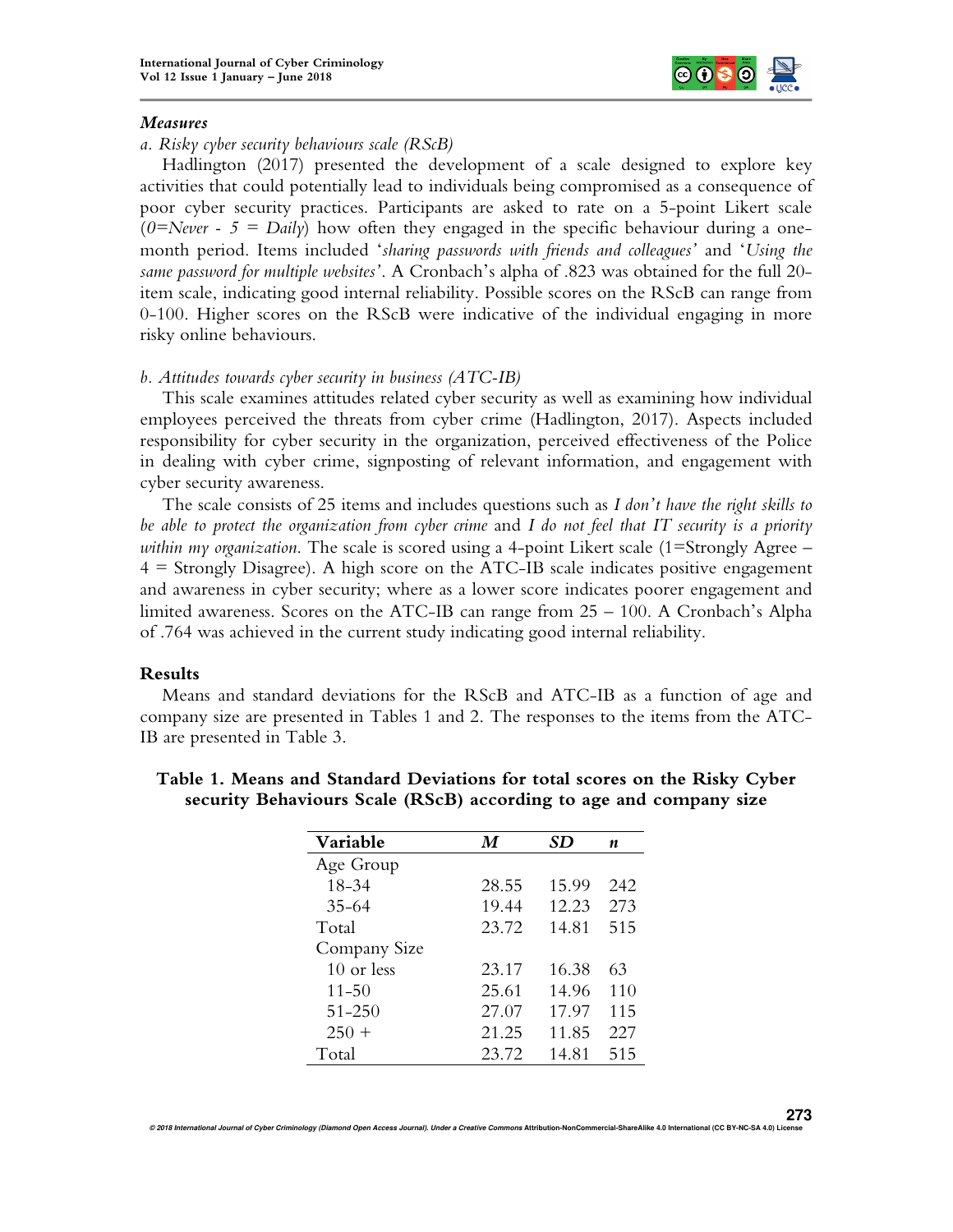### *Measures*

*a. Risky cyber security behaviours scale (RScB)*

Hadlington (2017) presented the development of a scale designed to explore key activities that could potentially lead to individuals being compromised as a consequence of poor cyber security practices. Participants are asked to rate on a 5-point Likert scale (*0=Never - 5 = Daily*) how often they engaged in the specific behaviour during a one-month period. Items included '*sharing passwords with friends and colleagues*' and '*Using the same password for multiple websites*'. A Cronbach's alpha of .823 was obtained for the full 20-item scale, indicating good internal reliability. Possible scores on the RScB can range from 0-100. Higher scores on the RScB were indicative of the individual engaging in more risky online behaviours.

*b. Attitudes towards cyber security in business (ATC-IB)*

This scale examines attitudes related cyber security as well as examining how individual employees perceived the threats from cyber crime (Hadlington, 2017). Aspects included responsibility for cyber security in the organization, perceived effectiveness of the Police in dealing with cyber crime, signposting of relevant information, and engagement with cyber security awareness.

The scale consists of 25 items and includes questions such as *I don't have the right skills to be able to protect the organization from cyber crime* and *I do not feel that IT security is a priority within my organization.* The scale is scored using a 4-point Likert scale (1=Strongly Agree – 4 = Strongly Disagree). A high score on the ATC-IB scale indicates positive engagement and awareness in cyber security; where as a lower score indicates poorer engagement and limited awareness. Scores on the ATC-IB can range from 25 – 100. A Cronbach's Alpha of .764 was achieved in the current study indicating good internal reliability.

## Results

Means and standard deviations for the RScB and ATC-IB as a function of age and company size are presented in Tables 1 and 2. The responses to the items from the ATC-IB are presented in Table 3.

**Table 1. Means and Standard Deviations for total scores on the Risky Cyber security Behaviours Scale (RScB) according to age and company size**

| Variable | *M* | *SD* | *n* |
|---|---|---|---|
| Age Group | | | |
| 18-34 | 28.55 | 15.99 | 242 |
| 35-64 | 19.44 | 12.23 | 273 |
| Total | 23.72 | 14.81 | 515 |
| Company Size | | | |
| 10 or less | 23.17 | 16.38 | 63 |
| 11-50 | 25.61 | 14.96 | 110 |
| 51-250 | 27.07 | 17.97 | 115 |
| 250 + | 21.25 | 11.85 | 227 |
| Total | 23.72 | 14.81 | 515 |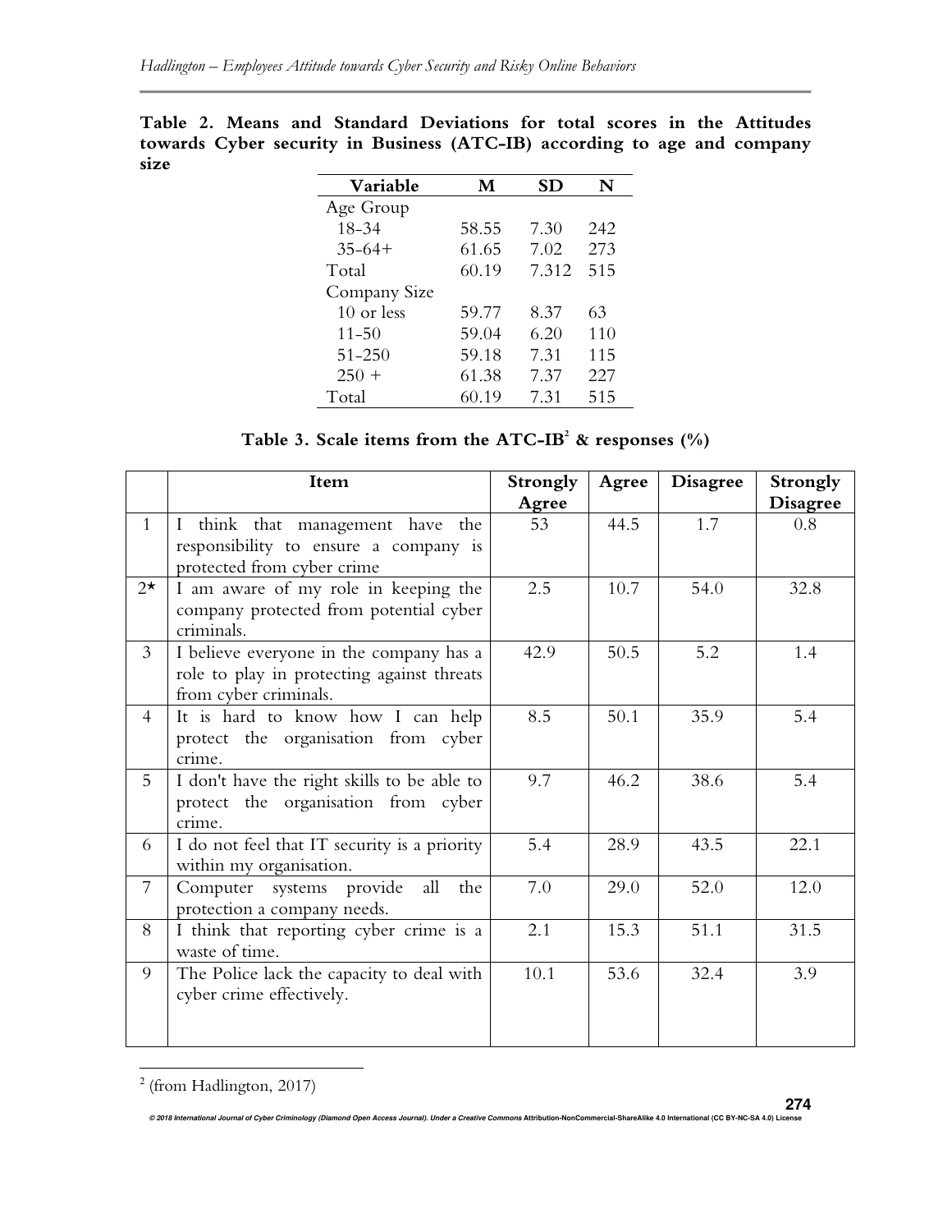**Table 2. Means and Standard Deviations for total scores in the Attitudes towards Cyber security in Business (ATC-IB) according to age and company size**

| Variable | M | SD | N |
|---|---|---|---|
| Age Group | | | |
| 18-34 | 58.55 | 7.30 | 242 |
| 35-64+ | 61.65 | 7.02 | 273 |
| Total | 60.19 | 7.312 | 515 |
| Company Size | | | |
| 10 or less | 59.77 | 8.37 | 63 |
| 11-50 | 59.04 | 6.20 | 110 |
| 51-250 | 59.18 | 7.31 | 115 |
| 250 + | 61.38 | 7.37 | 227 |
| Total | 60.19 | 7.31 | 515 |

**Table 3. Scale items from the ATC-IB[2] & responses (%)**

| | Item | Strongly Agree | Agree | Disagree | Strongly Disagree |
|---|---|---|---|---|---|
| 1 | I think that management have the responsibility to ensure a company is protected from cyber crime | 53 | 44.5 | 1.7 | 0.8 |
| 2* | I am aware of my role in keeping the company protected from potential cyber criminals. | 2.5 | 10.7 | 54.0 | 32.8 |
| 3 | I believe everyone in the company has a role to play in protecting against threats from cyber criminals. | 42.9 | 50.5 | 5.2 | 1.4 |
| 4 | It is hard to know how I can help protect the organisation from cyber crime. | 8.5 | 50.1 | 35.9 | 5.4 |
| 5 | I don't have the right skills to be able to protect the organisation from cyber crime. | 9.7 | 46.2 | 38.6 | 5.4 |
| 6 | I do not feel that IT security is a priority within my organisation. | 5.4 | 28.9 | 43.5 | 22.1 |
| 7 | Computer systems provide all the protection a company needs. | 7.0 | 29.0 | 52.0 | 12.0 |
| 8 | I think that reporting cyber crime is a waste of time. | 2.1 | 15.3 | 51.1 | 31.5 |
| 9 | The Police lack the capacity to deal with cyber crime effectively. | 10.1 | 53.6 | 32.4 | 3.9 |

[2] (from Hadlington, 2017)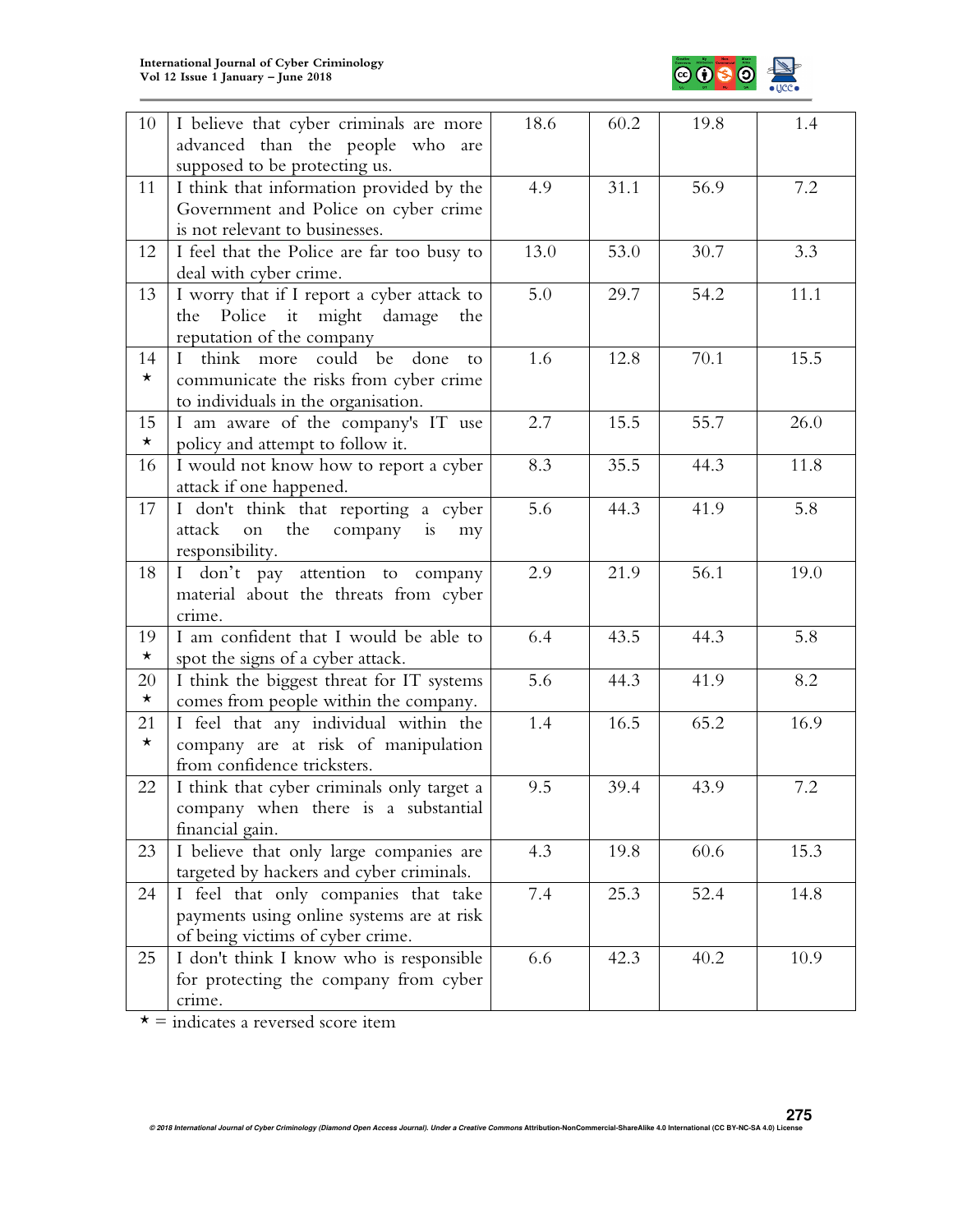| 10 | I believe that cyber criminals are more advanced than the people who are supposed to be protecting us. | 18.6 | 60.2 | 19.8 | 1.4 |
|---|---|---|---|---|---|
| 11 | I think that information provided by the Government and Police on cyber crime is not relevant to businesses. | 4.9 | 31.1 | 56.9 | 7.2 |
| 12 | I feel that the Police are far too busy to deal with cyber crime. | 13.0 | 53.0 | 30.7 | 3.3 |
| 13 | I worry that if I report a cyber attack to the Police it might damage the reputation of the company | 5.0 | 29.7 | 54.2 | 11.1 |
| 14 ⋆ | I think more could be done to communicate the risks from cyber crime to individuals in the organisation. | 1.6 | 12.8 | 70.1 | 15.5 |
| 15 ⋆ | I am aware of the company's IT use policy and attempt to follow it. | 2.7 | 15.5 | 55.7 | 26.0 |
| 16 | I would not know how to report a cyber attack if one happened. | 8.3 | 35.5 | 44.3 | 11.8 |
| 17 | I don't think that reporting a cyber attack on the company is my responsibility. | 5.6 | 44.3 | 41.9 | 5.8 |
| 18 | I don't pay attention to company material about the threats from cyber crime. | 2.9 | 21.9 | 56.1 | 19.0 |
| 19 ⋆ | I am confident that I would be able to spot the signs of a cyber attack. | 6.4 | 43.5 | 44.3 | 5.8 |
| 20 ⋆ | I think the biggest threat for IT systems comes from people within the company. | 5.6 | 44.3 | 41.9 | 8.2 |
| 21 ⋆ | I feel that any individual within the company are at risk of manipulation from confidence tricksters. | 1.4 | 16.5 | 65.2 | 16.9 |
| 22 | I think that cyber criminals only target a company when there is a substantial financial gain. | 9.5 | 39.4 | 43.9 | 7.2 |
| 23 | I believe that only large companies are targeted by hackers and cyber criminals. | 4.3 | 19.8 | 60.6 | 15.3 |
| 24 | I feel that only companies that take payments using online systems are at risk of being victims of cyber crime. | 7.4 | 25.3 | 52.4 | 14.8 |
| 25 | I don't think I know who is responsible for protecting the company from cyber crime. | 6.6 | 42.3 | 40.2 | 10.9 |

⋆ = indicates a reversed score item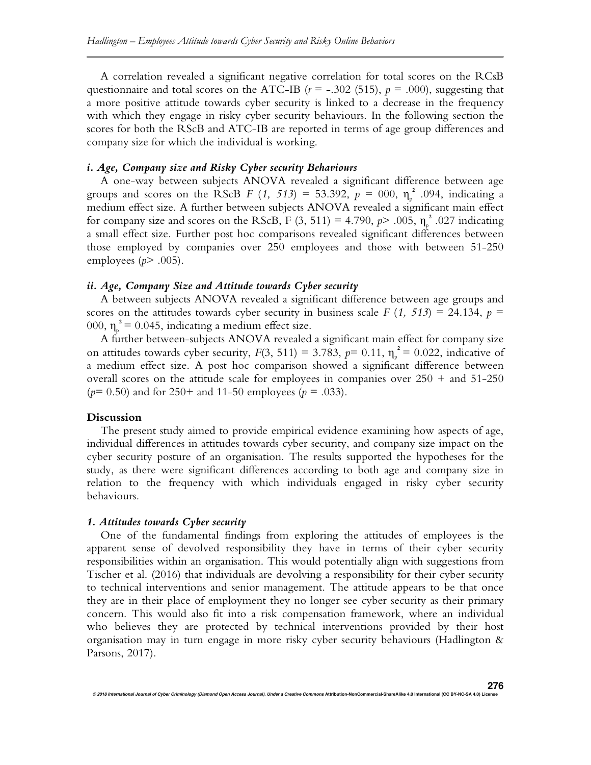A correlation revealed a significant negative correlation for total scores on the RCsB questionnaire and total scores on the ATC-IB ($r$ = -.302 (515), $p$ = .000), suggesting that a more positive attitude towards cyber security is linked to a decrease in the frequency with which they engage in risky cyber security behaviours. In the following section the scores for both the RScB and ATC-IB are reported in terms of age group differences and company size for which the individual is working.

### *i. Age, Company size and Risky Cyber security Behaviours*

A one-way between subjects ANOVA revealed a significant difference between age groups and scores on the RScB $F$ (*1, 513*) = 53.392, $p$ = 000, $\eta_p^2$ .094, indicating a medium effect size. A further between subjects ANOVA revealed a significant main effect for company size and scores on the RScB, F (3, 511) = 4.790, $p >$ .005, $\eta_p^2$ .027 indicating a small effect size. Further post hoc comparisons revealed significant differences between those employed by companies over 250 employees and those with between 51-250 employees ($p >$ .005).

### *ii. Age, Company Size and Attitude towards Cyber security*

A between subjects ANOVA revealed a significant difference between age groups and scores on the attitudes towards cyber security in business scale $F$ (*1, 513*) = 24.134, $p$ = 000, $\eta_p^2$ = 0.045, indicating a medium effect size.

A further between-subjects ANOVA revealed a significant main effect for company size on attitudes towards cyber security, $F$(3, 511) = 3.783, $p$= 0.11, $\eta_p^2$ = 0.022, indicative of a medium effect size. A post hoc comparison showed a significant difference between overall scores on the attitude scale for employees in companies over 250 + and 51-250 ($p$= 0.50) and for 250+ and 11-50 employees ($p$ = .033).

## Discussion

The present study aimed to provide empirical evidence examining how aspects of age, individual differences in attitudes towards cyber security, and company size impact on the cyber security posture of an organisation. The results supported the hypotheses for the study, as there were significant differences according to both age and company size in relation to the frequency with which individuals engaged in risky cyber security behaviours.

### *1. Attitudes towards Cyber security*

One of the fundamental findings from exploring the attitudes of employees is the apparent sense of devolved responsibility they have in terms of their cyber security responsibilities within an organisation. This would potentially align with suggestions from Tischer et al. (2016) that individuals are devolving a responsibility for their cyber security to technical interventions and senior management. The attitude appears to be that once they are in their place of employment they no longer see cyber security as their primary concern. This would also fit into a risk compensation framework, where an individual who believes they are protected by technical interventions provided by their host organisation may in turn engage in more risky cyber security behaviours (Hadlington & Parsons, 2017).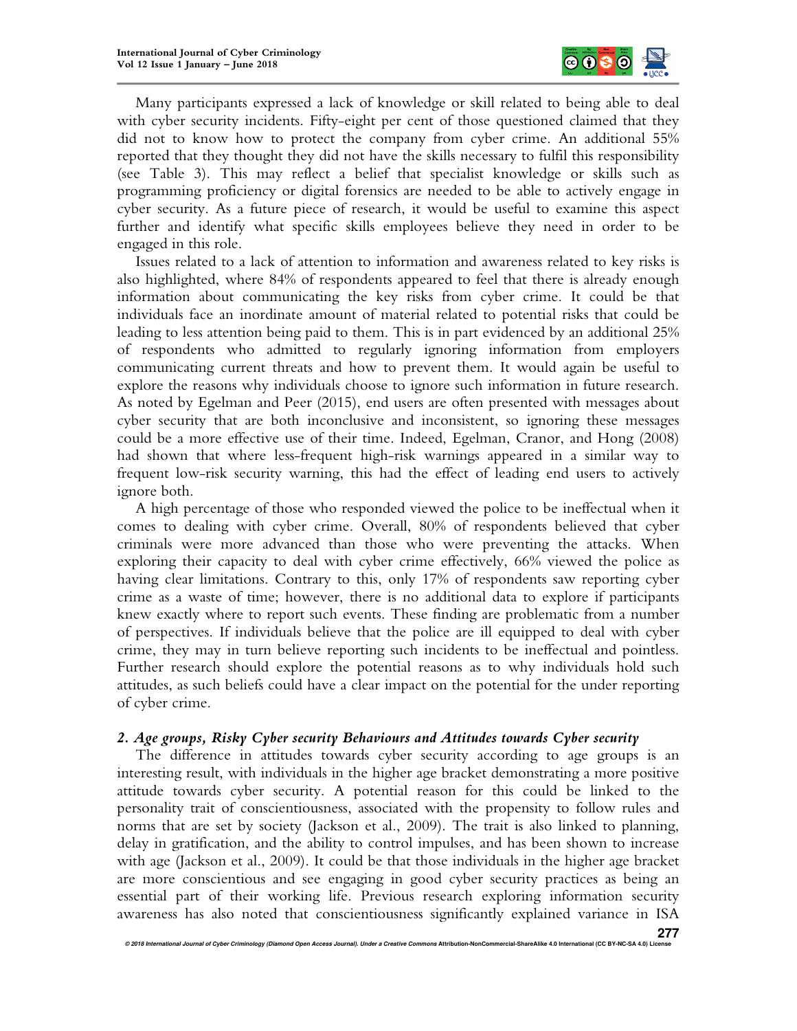Many participants expressed a lack of knowledge or skill related to being able to deal with cyber security incidents. Fifty-eight per cent of those questioned claimed that they did not to know how to protect the company from cyber crime. An additional 55% reported that they thought they did not have the skills necessary to fulfil this responsibility (see Table 3). This may reflect a belief that specialist knowledge or skills such as programming proficiency or digital forensics are needed to be able to actively engage in cyber security. As a future piece of research, it would be useful to examine this aspect further and identify what specific skills employees believe they need in order to be engaged in this role.

Issues related to a lack of attention to information and awareness related to key risks is also highlighted, where 84% of respondents appeared to feel that there is already enough information about communicating the key risks from cyber crime. It could be that individuals face an inordinate amount of material related to potential risks that could be leading to less attention being paid to them. This is in part evidenced by an additional 25% of respondents who admitted to regularly ignoring information from employers communicating current threats and how to prevent them. It would again be useful to explore the reasons why individuals choose to ignore such information in future research. As noted by Egelman and Peer (2015), end users are often presented with messages about cyber security that are both inconclusive and inconsistent, so ignoring these messages could be a more effective use of their time. Indeed, Egelman, Cranor, and Hong (2008) had shown that where less-frequent high-risk warnings appeared in a similar way to frequent low-risk security warning, this had the effect of leading end users to actively ignore both.

A high percentage of those who responded viewed the police to be ineffectual when it comes to dealing with cyber crime. Overall, 80% of respondents believed that cyber criminals were more advanced than those who were preventing the attacks. When exploring their capacity to deal with cyber crime effectively, 66% viewed the police as having clear limitations. Contrary to this, only 17% of respondents saw reporting cyber crime as a waste of time; however, there is no additional data to explore if participants knew exactly where to report such events. These finding are problematic from a number of perspectives. If individuals believe that the police are ill equipped to deal with cyber crime, they may in turn believe reporting such incidents to be ineffectual and pointless. Further research should explore the potential reasons as to why individuals hold such attitudes, as such beliefs could have a clear impact on the potential for the under reporting of cyber crime.

### *2. Age groups, Risky Cyber security Behaviours and Attitudes towards Cyber security*

The difference in attitudes towards cyber security according to age groups is an interesting result, with individuals in the higher age bracket demonstrating a more positive attitude towards cyber security. A potential reason for this could be linked to the personality trait of conscientiousness, associated with the propensity to follow rules and norms that are set by society (Jackson et al., 2009). The trait is also linked to planning, delay in gratification, and the ability to control impulses, and has been shown to increase with age (Jackson et al., 2009). It could be that those individuals in the higher age bracket are more conscientious and see engaging in good cyber security practices as being an essential part of their working life. Previous research exploring information security awareness has also noted that conscientiousness significantly explained variance in ISA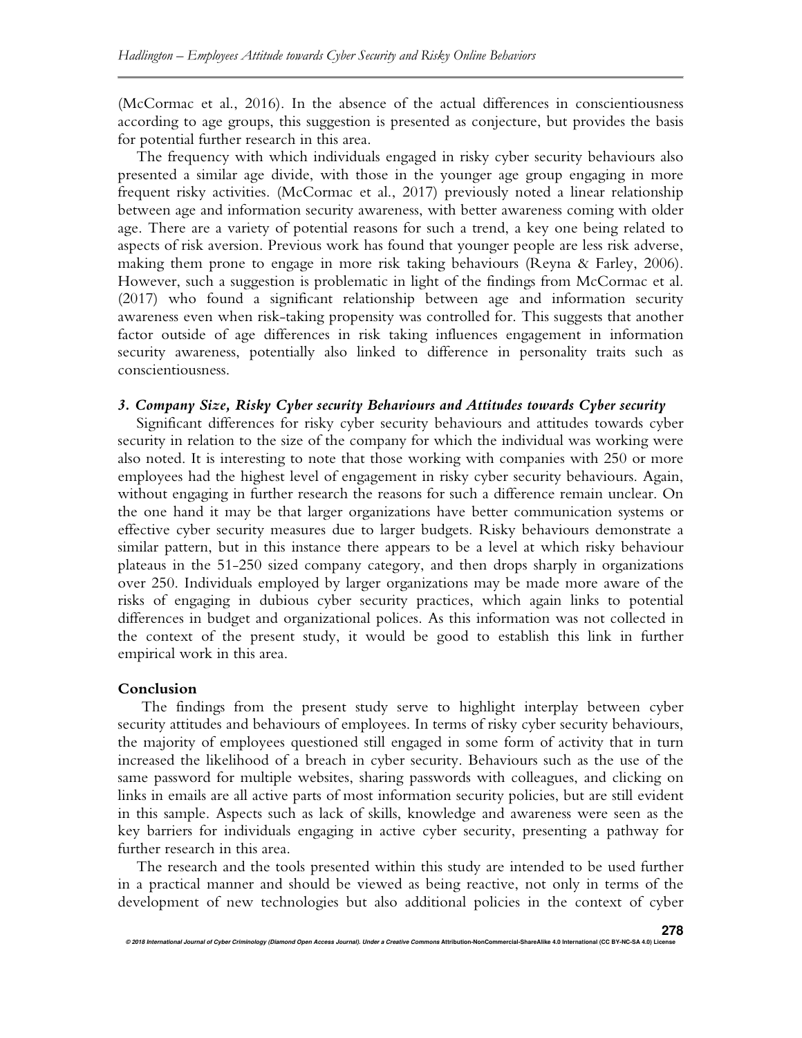(McCormac et al., 2016). In the absence of the actual differences in conscientiousness according to age groups, this suggestion is presented as conjecture, but provides the basis for potential further research in this area.

The frequency with which individuals engaged in risky cyber security behaviours also presented a similar age divide, with those in the younger age group engaging in more frequent risky activities. (McCormac et al., 2017) previously noted a linear relationship between age and information security awareness, with better awareness coming with older age. There are a variety of potential reasons for such a trend, a key one being related to aspects of risk aversion. Previous work has found that younger people are less risk adverse, making them prone to engage in more risk taking behaviours (Reyna & Farley, 2006). However, such a suggestion is problematic in light of the findings from McCormac et al. (2017) who found a significant relationship between age and information security awareness even when risk-taking propensity was controlled for. This suggests that another factor outside of age differences in risk taking influences engagement in information security awareness, potentially also linked to difference in personality traits such as conscientiousness.

### *3. Company Size, Risky Cyber security Behaviours and Attitudes towards Cyber security*

Significant differences for risky cyber security behaviours and attitudes towards cyber security in relation to the size of the company for which the individual was working were also noted. It is interesting to note that those working with companies with 250 or more employees had the highest level of engagement in risky cyber security behaviours. Again, without engaging in further research the reasons for such a difference remain unclear. On the one hand it may be that larger organizations have better communication systems or effective cyber security measures due to larger budgets. Risky behaviours demonstrate a similar pattern, but in this instance there appears to be a level at which risky behaviour plateaus in the 51-250 sized company category, and then drops sharply in organizations over 250. Individuals employed by larger organizations may be made more aware of the risks of engaging in dubious cyber security practices, which again links to potential differences in budget and organizational polices. As this information was not collected in the context of the present study, it would be good to establish this link in further empirical work in this area.

## Conclusion

The findings from the present study serve to highlight interplay between cyber security attitudes and behaviours of employees. In terms of risky cyber security behaviours, the majority of employees questioned still engaged in some form of activity that in turn increased the likelihood of a breach in cyber security. Behaviours such as the use of the same password for multiple websites, sharing passwords with colleagues, and clicking on links in emails are all active parts of most information security policies, but are still evident in this sample. Aspects such as lack of skills, knowledge and awareness were seen as the key barriers for individuals engaging in active cyber security, presenting a pathway for further research in this area.

The research and the tools presented within this study are intended to be used further in a practical manner and should be viewed as being reactive, not only in terms of the development of new technologies but also additional policies in the context of cyber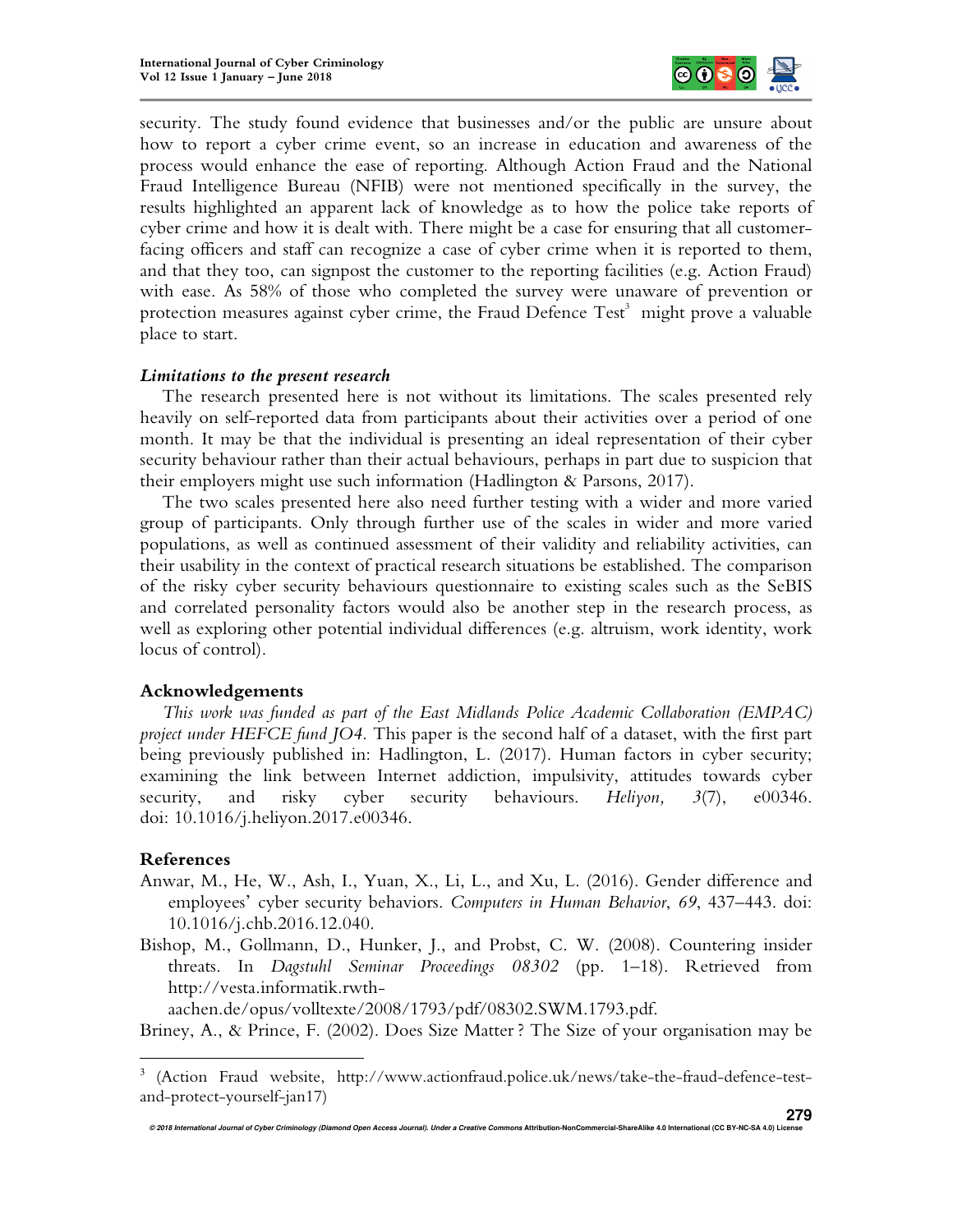security. The study found evidence that businesses and/or the public are unsure about how to report a cyber crime event, so an increase in education and awareness of the process would enhance the ease of reporting. Although Action Fraud and the National Fraud Intelligence Bureau (NFIB) were not mentioned specifically in the survey, the results highlighted an apparent lack of knowledge as to how the police take reports of cyber crime and how it is dealt with. There might be a case for ensuring that all customer-facing officers and staff can recognize a case of cyber crime when it is reported to them, and that they too, can signpost the customer to the reporting facilities (e.g. Action Fraud) with ease. As 58% of those who completed the survey were unaware of prevention or protection measures against cyber crime, the Fraud Defence Test[3] might prove a valuable place to start.

### *Limitations to the present research*

The research presented here is not without its limitations. The scales presented rely heavily on self-reported data from participants about their activities over a period of one month. It may be that the individual is presenting an ideal representation of their cyber security behaviour rather than their actual behaviours, perhaps in part due to suspicion that their employers might use such information (Hadlington & Parsons, 2017).

The two scales presented here also need further testing with a wider and more varied group of participants. Only through further use of the scales in wider and more varied populations, as well as continued assessment of their validity and reliability activities, can their usability in the context of practical research situations be established. The comparison of the risky cyber security behaviours questionnaire to existing scales such as the SeBIS and correlated personality factors would also be another step in the research process, as well as exploring other potential individual differences (e.g. altruism, work identity, work locus of control).

## Acknowledgements

*This work was funded as part of the East Midlands Police Academic Collaboration (EMPAC) project under HEFCE fund JO4.* This paper is the second half of a dataset, with the first part being previously published in: Hadlington, L. (2017). Human factors in cyber security; examining the link between Internet addiction, impulsivity, attitudes towards cyber security, and risky cyber security behaviours. *Heliyon, 3*(7), e00346. doi: 10.1016/j.heliyon.2017.e00346.

## References

Anwar, M., He, W., Ash, I., Yuan, X., Li, L., and Xu, L. (2016). Gender difference and employees' cyber security behaviors. *Computers in Human Behavior*, *69*, 437–443. doi: 10.1016/j.chb.2016.12.040.

Bishop, M., Gollmann, D., Hunker, J., and Probst, C. W. (2008). Countering insider threats. In *Dagstuhl Seminar Proceedings 08302* (pp. 1–18). Retrieved from http://vesta.informatik.rwth-aachen.de/opus/volltexte/2008/1793/pdf/08302.SWM.1793.pdf.

Briney, A., & Prince, F. (2002). Does Size Matter ? The Size of your organisation may be

---

[3] (Action Fraud website, http://www.actionfraud.police.uk/news/take-the-fraud-defence-test-and-protect-yourself-jan17)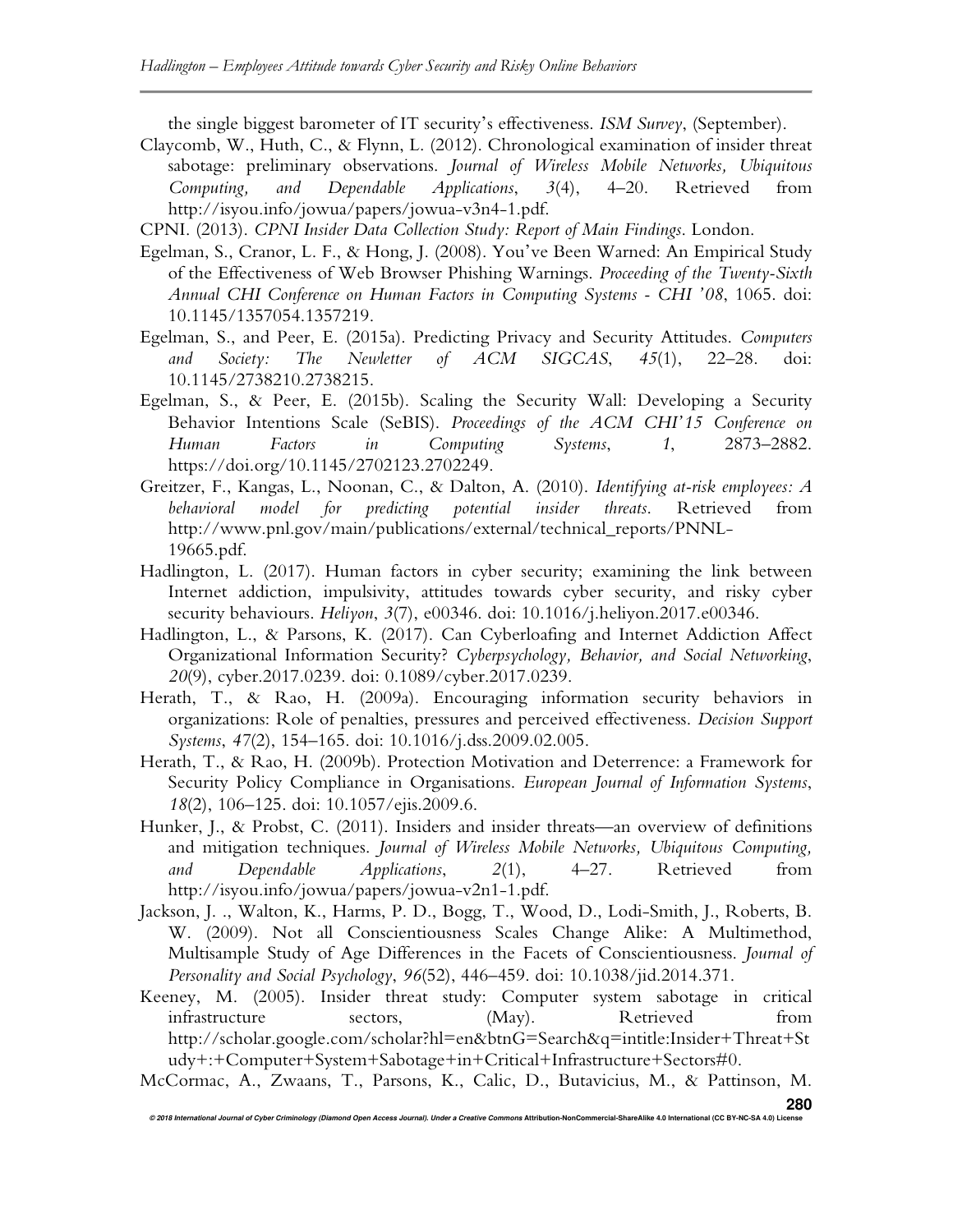the single biggest barometer of IT security's effectiveness. *ISM Survey*, (September).

Claycomb, W., Huth, C., & Flynn, L. (2012). Chronological examination of insider threat sabotage: preliminary observations. *Journal of Wireless Mobile Networks, Ubiquitous Computing, and Dependable Applications*, *3*(4), 4–20. Retrieved from http://isyou.info/jowua/papers/jowua-v3n4-1.pdf.

CPNI. (2013). *CPNI Insider Data Collection Study: Report of Main Findings*. London.

Egelman, S., Cranor, L. F., & Hong, J. (2008). You've Been Warned: An Empirical Study of the Effectiveness of Web Browser Phishing Warnings. *Proceeding of the Twenty-Sixth Annual CHI Conference on Human Factors in Computing Systems - CHI '08*, 1065. doi: 10.1145/1357054.1357219.

Egelman, S., and Peer, E. (2015a). Predicting Privacy and Security Attitudes. *Computers and Society: The Newletter of ACM SIGCAS*, *45*(1), 22–28. doi: 10.1145/2738210.2738215.

Egelman, S., & Peer, E. (2015b). Scaling the Security Wall: Developing a Security Behavior Intentions Scale (SeBIS). *Proceedings of the ACM CHI'15 Conference on Human Factors in Computing Systems*, *1*, 2873–2882. https://doi.org/10.1145/2702123.2702249.

Greitzer, F., Kangas, L., Noonan, C., & Dalton, A. (2010). *Identifying at-risk employees: A behavioral model for predicting potential insider threats.* Retrieved from http://www.pnl.gov/main/publications/external/technical_reports/PNNL-19665.pdf.

Hadlington, L. (2017). Human factors in cyber security; examining the link between Internet addiction, impulsivity, attitudes towards cyber security, and risky cyber security behaviours. *Heliyon*, *3*(7), e00346. doi: 10.1016/j.heliyon.2017.e00346.

Hadlington, L., & Parsons, K. (2017). Can Cyberloafing and Internet Addiction Affect Organizational Information Security? *Cyberpsychology, Behavior, and Social Networking*, *20*(9), cyber.2017.0239. doi: 0.1089/cyber.2017.0239.

Herath, T., & Rao, H. (2009a). Encouraging information security behaviors in organizations: Role of penalties, pressures and perceived effectiveness. *Decision Support Systems*, *47*(2), 154–165. doi: 10.1016/j.dss.2009.02.005.

Herath, T., & Rao, H. (2009b). Protection Motivation and Deterrence: a Framework for Security Policy Compliance in Organisations. *European Journal of Information Systems*, *18*(2), 106–125. doi: 10.1057/ejis.2009.6.

Hunker, J., & Probst, C. (2011). Insiders and insider threats—an overview of definitions and mitigation techniques. *Journal of Wireless Mobile Networks, Ubiquitous Computing, and Dependable Applications*, *2*(1), 4–27. Retrieved from http://isyou.info/jowua/papers/jowua-v2n1-1.pdf.

Jackson, J. ., Walton, K., Harms, P. D., Bogg, T., Wood, D., Lodi-Smith, J., Roberts, B. W. (2009). Not all Conscientiousness Scales Change Alike: A Multimethod, Multisample Study of Age Differences in the Facets of Conscientiousness. *Journal of Personality and Social Psychology*, *96*(52), 446–459. doi: 10.1038/jid.2014.371.

Keeney, M. (2005). Insider threat study: Computer system sabotage in critical infrastructure sectors, (May). Retrieved from http://scholar.google.com/scholar?hl=en&btnG=Search&q=intitle:Insider+Threat+Study+:+Computer+System+Sabotage+in+Critical+Infrastructure+Sectors#0.

McCormac, A., Zwaans, T., Parsons, K., Calic, D., Butavicius, M., & Pattinson, M.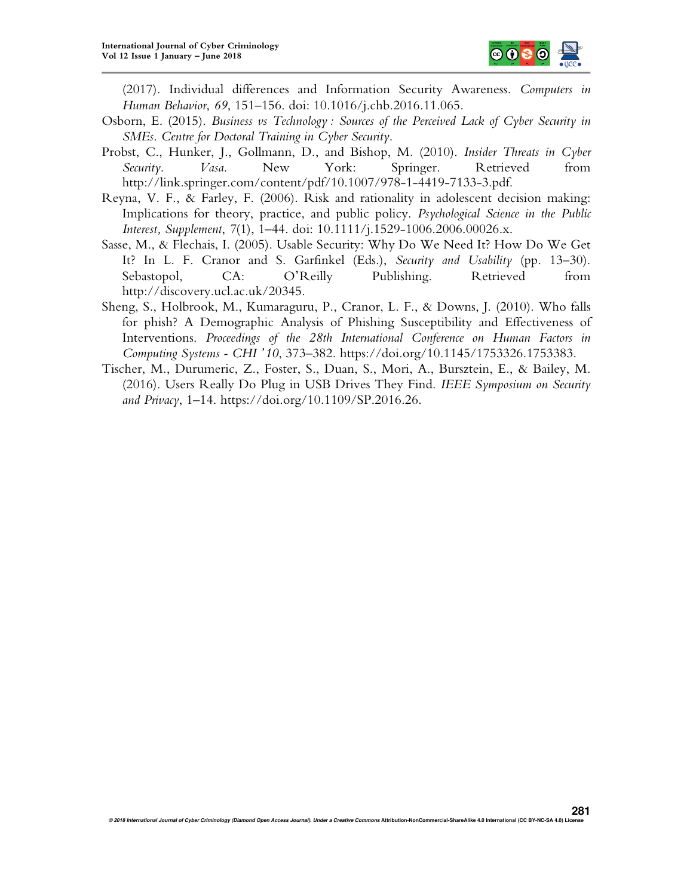(2017). Individual differences and Information Security Awareness. *Computers in Human Behavior*, *69*, 151–156. doi: 10.1016/j.chb.2016.11.065.

Osborn, E. (2015). *Business vs Technology : Sources of the Perceived Lack of Cyber Security in SMEs*. *Centre for Doctoral Training in Cyber Security*.

Probst, C., Hunker, J., Gollmann, D., and Bishop, M. (2010). *Insider Threats in Cyber Security*. *Vasa*. New York: Springer. Retrieved from http://link.springer.com/content/pdf/10.1007/978-1-4419-7133-3.pdf.

Reyna, V. F., & Farley, F. (2006). Risk and rationality in adolescent decision making: Implications for theory, practice, and public policy. *Psychological Science in the Public Interest, Supplement*, 7(1), 1–44. doi: 10.1111/j.1529-1006.2006.00026.x.

Sasse, M., & Flechais, I. (2005). Usable Security: Why Do We Need It? How Do We Get It? In L. F. Cranor and S. Garfinkel (Eds.), *Security and Usability* (pp. 13–30). Sebastopol, CA: O'Reilly Publishing. Retrieved from http://discovery.ucl.ac.uk/20345.

Sheng, S., Holbrook, M., Kumaraguru, P., Cranor, L. F., & Downs, J. (2010). Who falls for phish? A Demographic Analysis of Phishing Susceptibility and Effectiveness of Interventions. *Proceedings of the 28th International Conference on Human Factors in Computing Systems - CHI '10*, 373–382. https://doi.org/10.1145/1753326.1753383.

Tischer, M., Durumeric, Z., Foster, S., Duan, S., Mori, A., Bursztein, E., & Bailey, M. (2016). Users Really Do Plug in USB Drives They Find. *IEEE Symposium on Security and Privacy*, 1–14. https://doi.org/10.1109/SP.2016.26.